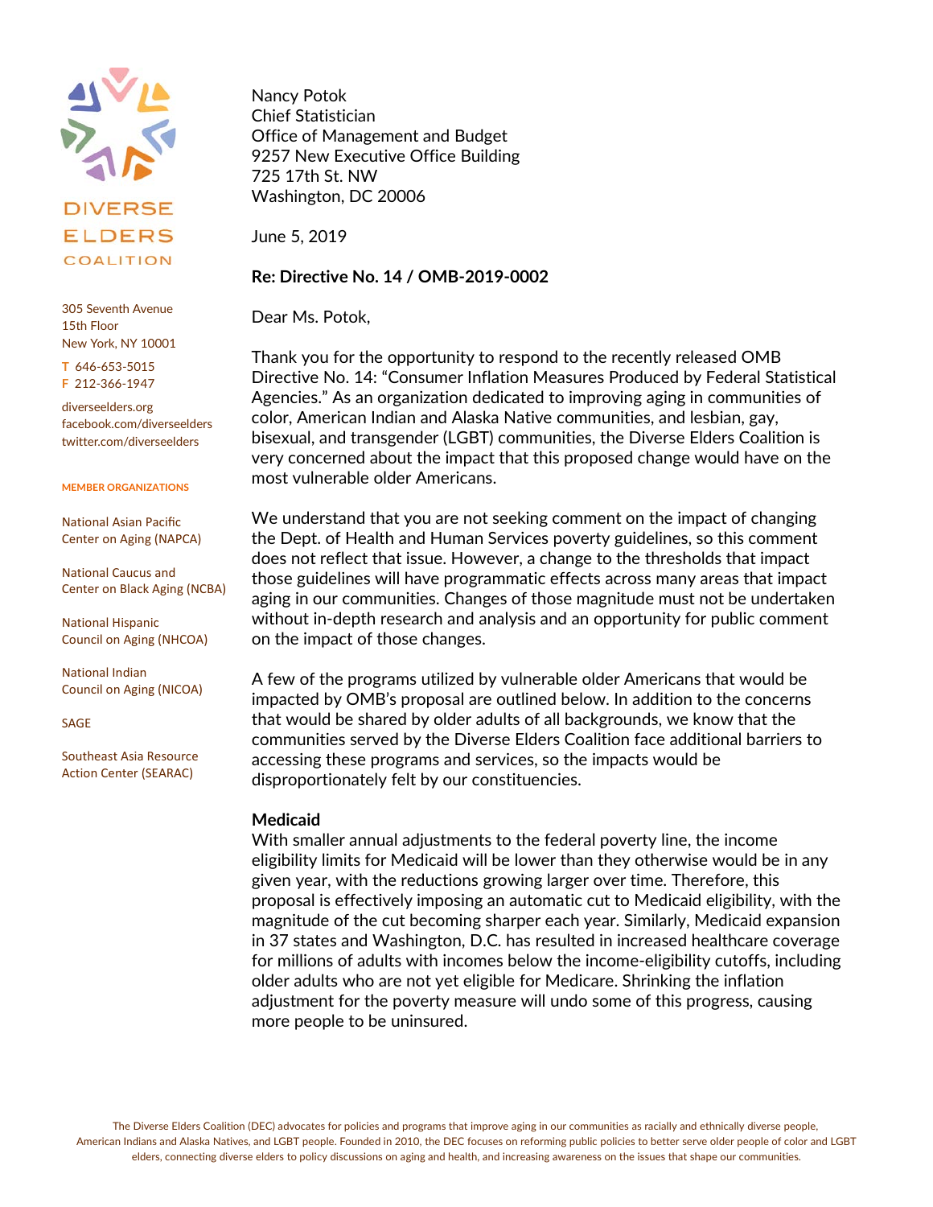DIVERSE ELDERS COALITION

305 Seventh Avenue
15th Floor
New York, NY 10001

T 646-653-5015
F 212-366-1947

diverseelders.org
facebook.com/diverseelders
twitter.com/diverseelders

**MEMBER ORGANIZATIONS**

National Asian Pacific Center on Aging (NAPCA)

National Caucus and Center on Black Aging (NCBA)

National Hispanic Council on Aging (NHCOA)

National Indian Council on Aging (NICOA)

SAGE

Southeast Asia Resource Action Center (SEARAC)

Nancy Potok
Chief Statistician
Office of Management and Budget
9257 New Executive Office Building
725 17th St. NW
Washington, DC 20006

June 5, 2019

**Re: Directive No. 14 / OMB-2019-0002**

Dear Ms. Potok,

Thank you for the opportunity to respond to the recently released OMB Directive No. 14: "Consumer Inflation Measures Produced by Federal Statistical Agencies." As an organization dedicated to improving aging in communities of color, American Indian and Alaska Native communities, and lesbian, gay, bisexual, and transgender (LGBT) communities, the Diverse Elders Coalition is very concerned about the impact that this proposed change would have on the most vulnerable older Americans.

We understand that you are not seeking comment on the impact of changing the Dept. of Health and Human Services poverty guidelines, so this comment does not reflect that issue. However, a change to the thresholds that impact those guidelines will have programmatic effects across many areas that impact aging in our communities. Changes of those magnitude must not be undertaken without in-depth research and analysis and an opportunity for public comment on the impact of those changes.

A few of the programs utilized by vulnerable older Americans that would be impacted by OMB's proposal are outlined below. In addition to the concerns that would be shared by older adults of all backgrounds, we know that the communities served by the Diverse Elders Coalition face additional barriers to accessing these programs and services, so the impacts would be disproportionately felt by our constituencies.

**Medicaid**

With smaller annual adjustments to the federal poverty line, the income eligibility limits for Medicaid will be lower than they otherwise would be in any given year, with the reductions growing larger over time. Therefore, this proposal is effectively imposing an automatic cut to Medicaid eligibility, with the magnitude of the cut becoming sharper each year. Similarly, Medicaid expansion in 37 states and Washington, D.C. has resulted in increased healthcare coverage for millions of adults with incomes below the income-eligibility cutoffs, including older adults who are not yet eligible for Medicare. Shrinking the inflation adjustment for the poverty measure will undo some of this progress, causing more people to be uninsured.

The Diverse Elders Coalition (DEC) advocates for policies and programs that improve aging in our communities as racially and ethnically diverse people, American Indians and Alaska Natives, and LGBT people. Founded in 2010, the DEC focuses on reforming public policies to better serve older people of color and LGBT elders, connecting diverse elders to policy discussions on aging and health, and increasing awareness on the issues that shape our communities.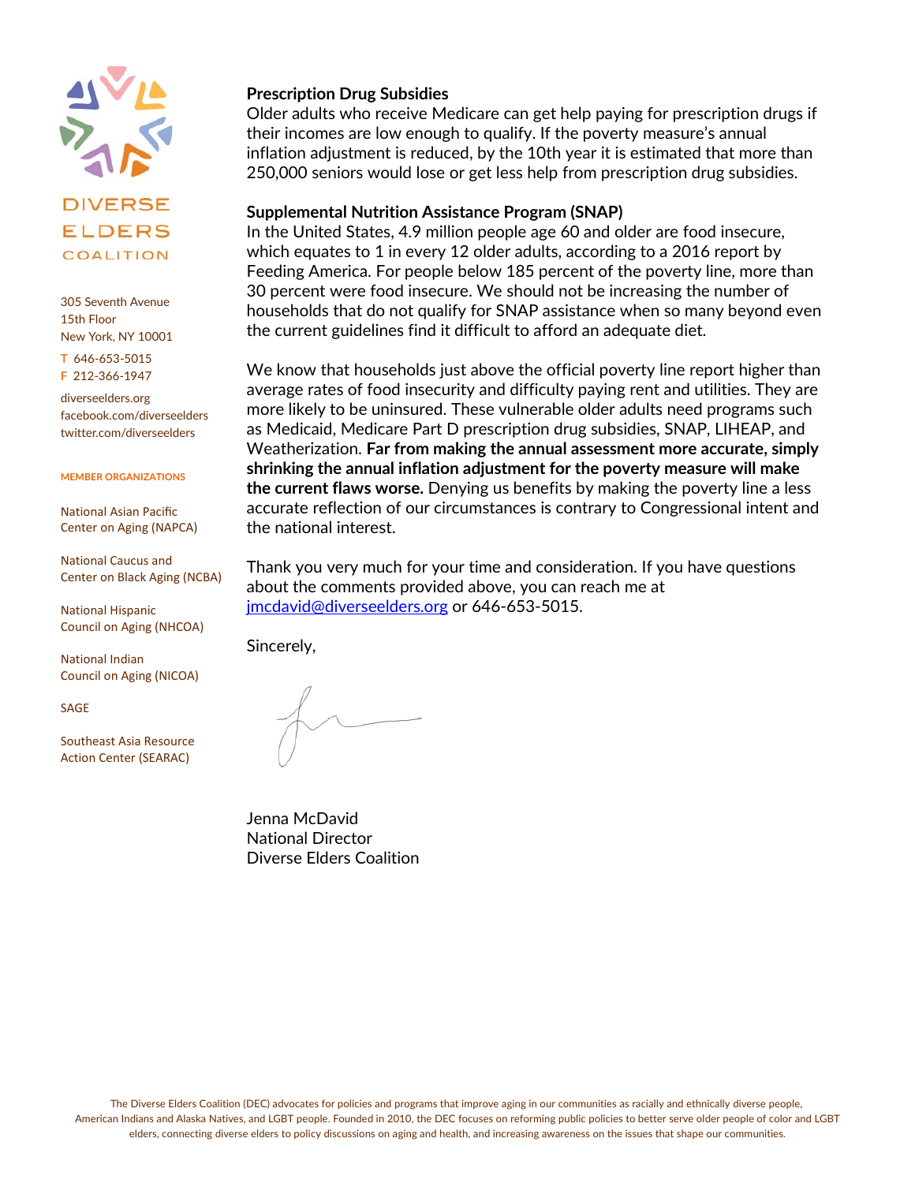DIVERSE ELDERS COALITION

305 Seventh Avenue
15th Floor
New York, NY 10001

T 646-653-5015
F 212-366-1947

diverseelders.org
facebook.com/diverseelders
twitter.com/diverseelders

MEMBER ORGANIZATIONS

National Asian Pacific Center on Aging (NAPCA)

National Caucus and Center on Black Aging (NCBA)

National Hispanic Council on Aging (NHCOA)

National Indian Council on Aging (NICOA)

SAGE

Southeast Asia Resource Action Center (SEARAC)

**Prescription Drug Subsidies**
Older adults who receive Medicare can get help paying for prescription drugs if their incomes are low enough to qualify. If the poverty measure's annual inflation adjustment is reduced, by the 10th year it is estimated that more than 250,000 seniors would lose or get less help from prescription drug subsidies.

**Supplemental Nutrition Assistance Program (SNAP)**
In the United States, 4.9 million people age 60 and older are food insecure, which equates to 1 in every 12 older adults, according to a 2016 report by Feeding America. For people below 185 percent of the poverty line, more than 30 percent were food insecure. We should not be increasing the number of households that do not qualify for SNAP assistance when so many beyond even the current guidelines find it difficult to afford an adequate diet.

We know that households just above the official poverty line report higher than average rates of food insecurity and difficulty paying rent and utilities. They are more likely to be uninsured. These vulnerable older adults need programs such as Medicaid, Medicare Part D prescription drug subsidies, SNAP, LIHEAP, and Weatherization. **Far from making the annual assessment more accurate, simply shrinking the annual inflation adjustment for the poverty measure will make the current flaws worse.** Denying us benefits by making the poverty line a less accurate reflection of our circumstances is contrary to Congressional intent and the national interest.

Thank you very much for your time and consideration. If you have questions about the comments provided above, you can reach me at jmcdavid@diverseelders.org or 646-653-5015.

Sincerely,

Jenna McDavid
National Director
Diverse Elders Coalition

The Diverse Elders Coalition (DEC) advocates for policies and programs that improve aging in our communities as racially and ethnically diverse people, American Indians and Alaska Natives, and LGBT people. Founded in 2010, the DEC focuses on reforming public policies to better serve older people of color and LGBT elders, connecting diverse elders to policy discussions on aging and health, and increasing awareness on the issues that shape our communities.